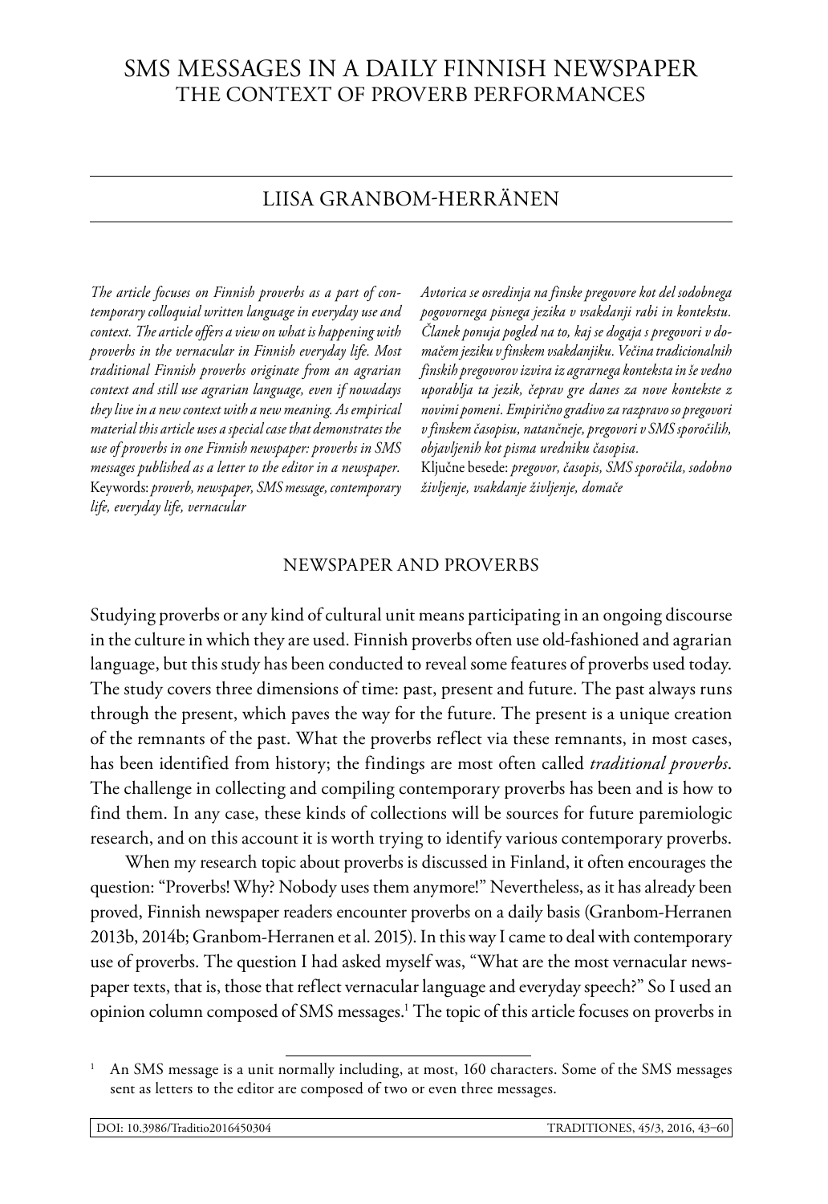# SMS MESSAGES IN A DAILY FINNISH NEWSPAPER
## THE CONTEXT OF PROVERB PERFORMANCES

LIISA GRANBOM-HERRÄNEN

*The article focuses on Finnish proverbs as a part of contemporary colloquial written language in everyday use and context. The article offers a view on what is happening with proverbs in the vernacular in Finnish everyday life. Most traditional Finnish proverbs originate from an agrarian context and still use agrarian language, even if nowadays they live in a new context with a new meaning. As empirical material this article uses a special case that demonstrates the use of proverbs in one Finnish newspaper: proverbs in SMS messages published as a letter to the editor in a newspaper.*
Keywords: *proverb, newspaper, SMS message, contemporary life, everyday life, vernacular*

*Avtorica se osredinja na finske pregovore kot del sodobnega pogovornega pisnega jezika v vsakdanji rabi in kontekstu. Članek ponuja pogled na to, kaj se dogaja s pregovori v domačem jeziku v finskem vsakdanjiku. Večina tradicionalnih finskih pregovorov izvira iz agrarnega konteksta in še vedno uporablja ta jezik, čeprav gre danes za nove kontekste z novimi pomeni. Empirično gradivo za razpravo so pregovori v finskem časopisu, natančneje, pregovori v SMS sporočilih, objavljenih kot pisma uredniku časopisa.*
Ključne besede: *pregovor, časopis, SMS sporočila, sodobno življenje, vsakdanje življenje, domače*

## NEWSPAPER AND PROVERBS

Studying proverbs or any kind of cultural unit means participating in an ongoing discourse in the culture in which they are used. Finnish proverbs often use old-fashioned and agrarian language, but this study has been conducted to reveal some features of proverbs used today. The study covers three dimensions of time: past, present and future. The past always runs through the present, which paves the way for the future. The present is a unique creation of the remnants of the past. What the proverbs reflect via these remnants, in most cases, has been identified from history; the findings are most often called *traditional proverbs*. The challenge in collecting and compiling contemporary proverbs has been and is how to find them. In any case, these kinds of collections will be sources for future paremiologic research, and on this account it is worth trying to identify various contemporary proverbs.

When my research topic about proverbs is discussed in Finland, it often encourages the question: "Proverbs! Why? Nobody uses them anymore!" Nevertheless, as it has already been proved, Finnish newspaper readers encounter proverbs on a daily basis (Granbom-Herranen 2013b, 2014b; Granbom-Herranen et al. 2015). In this way I came to deal with contemporary use of proverbs. The question I had asked myself was, "What are the most vernacular newspaper texts, that is, those that reflect vernacular language and everyday speech?" So I used an opinion column composed of SMS messages.[1] The topic of this article focuses on proverbs in

[1] An SMS message is a unit normally including, at most, 160 characters. Some of the SMS messages sent as letters to the editor are composed of two or even three messages.

DOI: 10.3986/Traditio2016450304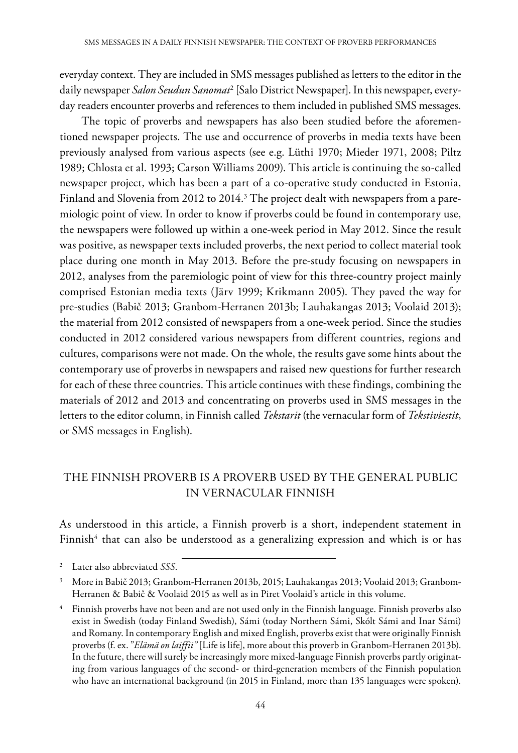everyday context. They are included in SMS messages published as letters to the editor in the daily newspaper *Salon Seudun Sanomat*[2] [Salo District Newspaper]. In this newspaper, everyday readers encounter proverbs and references to them included in published SMS messages.

The topic of proverbs and newspapers has also been studied before the aforementioned newspaper projects. The use and occurrence of proverbs in media texts have been previously analysed from various aspects (see e.g. Lüthi 1970; Mieder 1971, 2008; Piltz 1989; Chlosta et al. 1993; Carson Williams 2009). This article is continuing the so-called newspaper project, which has been a part of a co-operative study conducted in Estonia, Finland and Slovenia from 2012 to 2014.[3] The project dealt with newspapers from a paremiologic point of view. In order to know if proverbs could be found in contemporary use, the newspapers were followed up within a one-week period in May 2012. Since the result was positive, as newspaper texts included proverbs, the next period to collect material took place during one month in May 2013. Before the pre-study focusing on newspapers in 2012, analyses from the paremiologic point of view for this three-country project mainly comprised Estonian media texts (Järv 1999; Krikmann 2005). They paved the way for pre-studies (Babič 2013; Granbom-Herranen 2013b; Lauhakangas 2013; Voolaid 2013); the material from 2012 consisted of newspapers from a one-week period. Since the studies conducted in 2012 considered various newspapers from different countries, regions and cultures, comparisons were not made. On the whole, the results gave some hints about the contemporary use of proverbs in newspapers and raised new questions for further research for each of these three countries. This article continues with these findings, combining the materials of 2012 and 2013 and concentrating on proverbs used in SMS messages in the letters to the editor column, in Finnish called *Tekstarit* (the vernacular form of *Tekstiviestit*, or SMS messages in English).

## THE FINNISH PROVERB IS A PROVERB USED BY THE GENERAL PUBLIC IN VERNACULAR FINNISH

As understood in this article, a Finnish proverb is a short, independent statement in Finnish[4] that can also be understood as a generalizing expression and which is or has

---

[2] Later also abbreviated *SSS*.

[3] More in Babič 2013; Granbom-Herranen 2013b, 2015; Lauhakangas 2013; Voolaid 2013; Granbom-Herranen & Babič & Voolaid 2015 as well as in Piret Voolaid's article in this volume.

[4] Finnish proverbs have not been and are not used only in the Finnish language. Finnish proverbs also exist in Swedish (today Finland Swedish), Sámi (today Northern Sámi, Skólt Sámi and Inar Sámi) and Romany. In contemporary English and mixed English, proverbs exist that were originally Finnish proverbs (f. ex. "*Elämä on laiffii"* [Life is life], more about this proverb in Granbom-Herranen 2013b). In the future, there will surely be increasingly more mixed-language Finnish proverbs partly originating from various languages of the second- or third-generation members of the Finnish population who have an international background (in 2015 in Finland, more than 135 languages were spoken).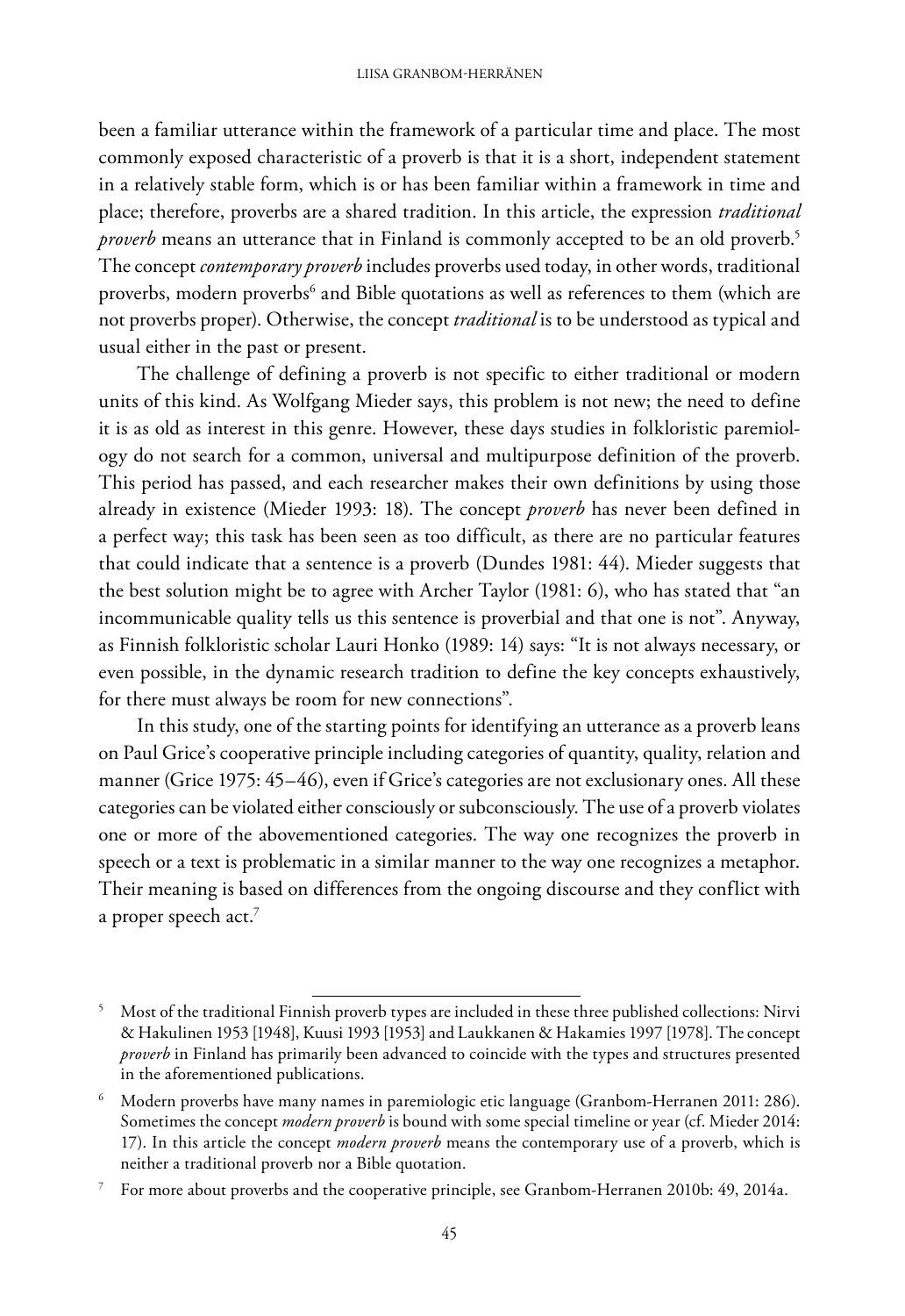been a familiar utterance within the framework of a particular time and place. The most commonly exposed characteristic of a proverb is that it is a short, independent statement in a relatively stable form, which is or has been familiar within a framework in time and place; therefore, proverbs are a shared tradition. In this article, the expression *traditional proverb* means an utterance that in Finland is commonly accepted to be an old proverb.[5] The concept *contemporary proverb* includes proverbs used today, in other words, traditional proverbs, modern proverbs[6] and Bible quotations as well as references to them (which are not proverbs proper). Otherwise, the concept *traditional* is to be understood as typical and usual either in the past or present.

The challenge of defining a proverb is not specific to either traditional or modern units of this kind. As Wolfgang Mieder says, this problem is not new; the need to define it is as old as interest in this genre. However, these days studies in folkloristic paremiology do not search for a common, universal and multipurpose definition of the proverb. This period has passed, and each researcher makes their own definitions by using those already in existence (Mieder 1993: 18). The concept *proverb* has never been defined in a perfect way; this task has been seen as too difficult, as there are no particular features that could indicate that a sentence is a proverb (Dundes 1981: 44). Mieder suggests that the best solution might be to agree with Archer Taylor (1981: 6), who has stated that "an incommunicable quality tells us this sentence is proverbial and that one is not". Anyway, as Finnish folkloristic scholar Lauri Honko (1989: 14) says: "It is not always necessary, or even possible, in the dynamic research tradition to define the key concepts exhaustively, for there must always be room for new connections".

In this study, one of the starting points for identifying an utterance as a proverb leans on Paul Grice's cooperative principle including categories of quantity, quality, relation and manner (Grice 1975: 45–46), even if Grice's categories are not exclusionary ones. All these categories can be violated either consciously or subconsciously. The use of a proverb violates one or more of the abovementioned categories. The way one recognizes the proverb in speech or a text is problematic in a similar manner to the way one recognizes a metaphor. Their meaning is based on differences from the ongoing discourse and they conflict with a proper speech act.[7]

---

[5] Most of the traditional Finnish proverb types are included in these three published collections: Nirvi & Hakulinen 1953 [1948], Kuusi 1993 [1953] and Laukkanen & Hakamies 1997 [1978]. The concept *proverb* in Finland has primarily been advanced to coincide with the types and structures presented in the aforementioned publications.

[6] Modern proverbs have many names in paremiologic etic language (Granbom-Herranen 2011: 286). Sometimes the concept *modern proverb* is bound with some special timeline or year (cf. Mieder 2014: 17). In this article the concept *modern proverb* means the contemporary use of a proverb, which is neither a traditional proverb nor a Bible quotation.

[7] For more about proverbs and the cooperative principle, see Granbom-Herranen 2010b: 49, 2014a.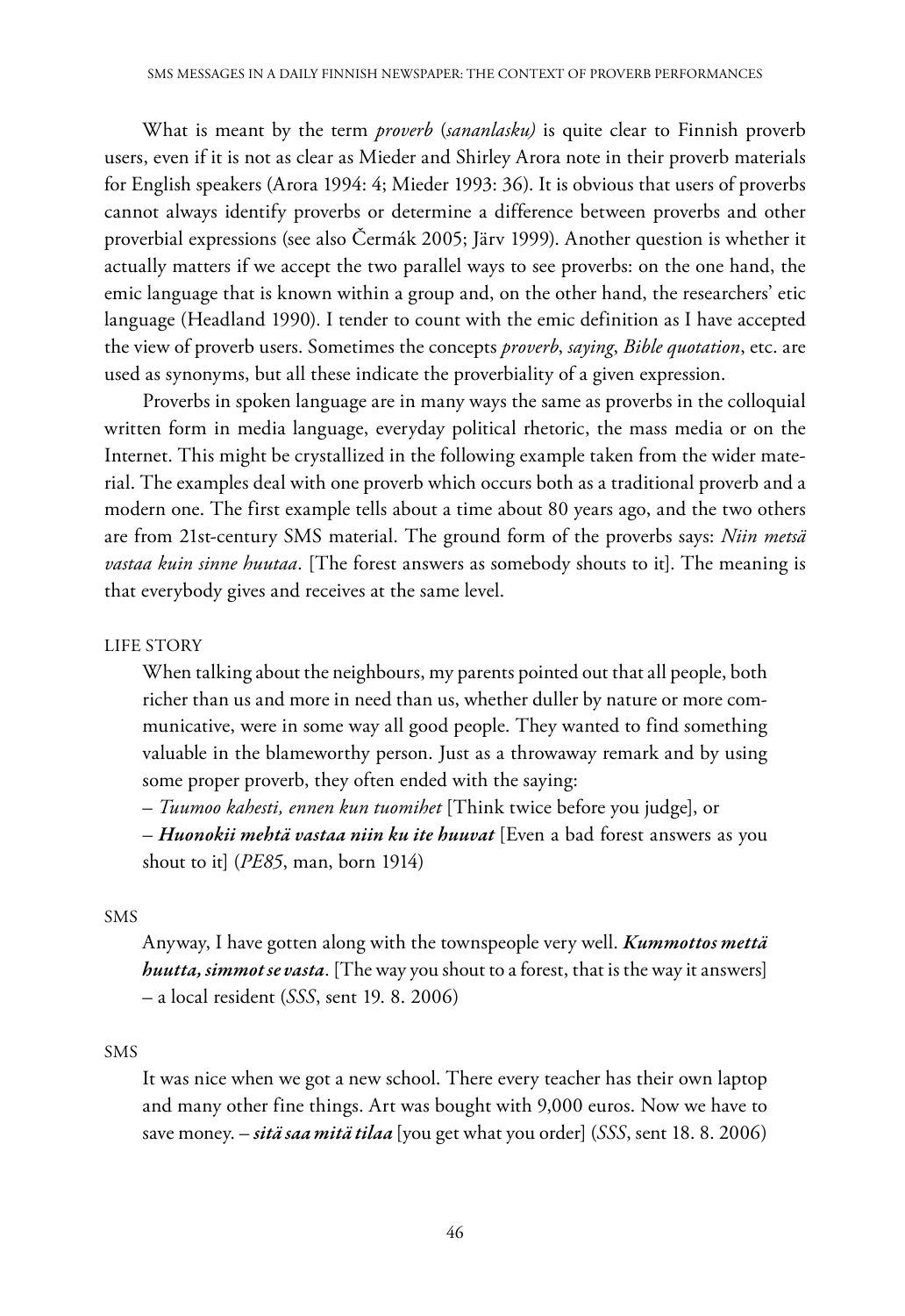What is meant by the term *proverb* (*sananlasku)* is quite clear to Finnish proverb users, even if it is not as clear as Mieder and Shirley Arora note in their proverb materials for English speakers (Arora 1994: 4; Mieder 1993: 36). It is obvious that users of proverbs cannot always identify proverbs or determine a difference between proverbs and other proverbial expressions (see also Čermák 2005; Järv 1999). Another question is whether it actually matters if we accept the two parallel ways to see proverbs: on the one hand, the emic language that is known within a group and, on the other hand, the researchers' etic language (Headland 1990). I tender to count with the emic definition as I have accepted the view of proverb users. Sometimes the concepts *proverb*, *saying*, *Bible quotation*, etc. are used as synonyms, but all these indicate the proverbiality of a given expression.

Proverbs in spoken language are in many ways the same as proverbs in the colloquial written form in media language, everyday political rhetoric, the mass media or on the Internet. This might be crystallized in the following example taken from the wider material. The examples deal with one proverb which occurs both as a traditional proverb and a modern one. The first example tells about a time about 80 years ago, and the two others are from 21st-century SMS material. The ground form of the proverbs says: *Niin metsä vastaa kuin sinne huutaa*. [The forest answers as somebody shouts to it]. The meaning is that everybody gives and receives at the same level.

LIFE STORY

> When talking about the neighbours, my parents pointed out that all people, both richer than us and more in need than us, whether duller by nature or more communicative, were in some way all good people. They wanted to find something valuable in the blameworthy person. Just as a throwaway remark and by using some proper proverb, they often ended with the saying:
>
> – *Tuumoo kahesti, ennen kun tuomihet* [Think twice before you judge], or
>
> – ***Huonokii mehtä vastaa niin ku ite huuvat*** [Even a bad forest answers as you shout to it] (*PE85*, man, born 1914)

SMS

> Anyway, I have gotten along with the townspeople very well. ***Kummottos mettä huutta, simmot se vasta***. [The way you shout to a forest, that is the way it answers] – a local resident (*SSS*, sent 19. 8. 2006)

SMS

> It was nice when we got a new school. There every teacher has their own laptop and many other fine things. Art was bought with 9,000 euros. Now we have to save money. – ***sitä saa mitä tilaa*** [you get what you order] (*SSS*, sent 18. 8. 2006)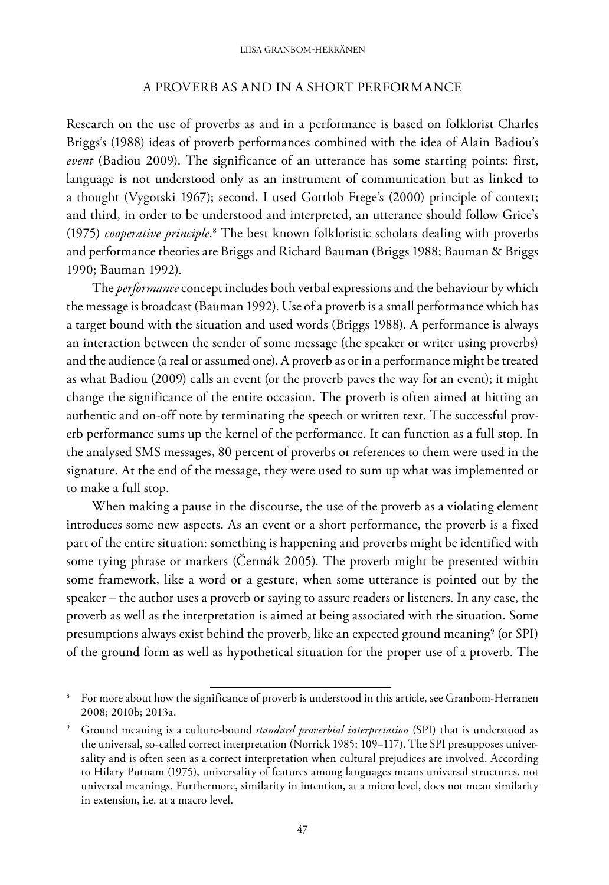## A PROVERB AS AND IN A SHORT PERFORMANCE

Research on the use of proverbs as and in a performance is based on folklorist Charles Briggs's (1988) ideas of proverb performances combined with the idea of Alain Badiou's *event* (Badiou 2009). The significance of an utterance has some starting points: first, language is not understood only as an instrument of communication but as linked to a thought (Vygotski 1967); second, I used Gottlob Frege's (2000) principle of context; and third, in order to be understood and interpreted, an utterance should follow Grice's (1975) *cooperative principle*.[8] The best known folkloristic scholars dealing with proverbs and performance theories are Briggs and Richard Bauman (Briggs 1988; Bauman & Briggs 1990; Bauman 1992).

The *performance* concept includes both verbal expressions and the behaviour by which the message is broadcast (Bauman 1992). Use of a proverb is a small performance which has a target bound with the situation and used words (Briggs 1988). A performance is always an interaction between the sender of some message (the speaker or writer using proverbs) and the audience (a real or assumed one). A proverb as or in a performance might be treated as what Badiou (2009) calls an event (or the proverb paves the way for an event); it might change the significance of the entire occasion. The proverb is often aimed at hitting an authentic and on-off note by terminating the speech or written text. The successful proverb performance sums up the kernel of the performance. It can function as a full stop. In the analysed SMS messages, 80 percent of proverbs or references to them were used in the signature. At the end of the message, they were used to sum up what was implemented or to make a full stop.

When making a pause in the discourse, the use of the proverb as a violating element introduces some new aspects. As an event or a short performance, the proverb is a fixed part of the entire situation: something is happening and proverbs might be identified with some tying phrase or markers (Čermák 2005). The proverb might be presented within some framework, like a word or a gesture, when some utterance is pointed out by the speaker – the author uses a proverb or saying to assure readers or listeners. In any case, the proverb as well as the interpretation is aimed at being associated with the situation. Some presumptions always exist behind the proverb, like an expected ground meaning[9] (or SPI) of the ground form as well as hypothetical situation for the proper use of a proverb. The

---

[8] For more about how the significance of proverb is understood in this article, see Granbom-Herranen 2008; 2010b; 2013a.

[9] Ground meaning is a culture-bound *standard proverbial interpretation* (SPI) that is understood as the universal, so-called correct interpretation (Norrick 1985: 109–117). The SPI presupposes universality and is often seen as a correct interpretation when cultural prejudices are involved. According to Hilary Putnam (1975), universality of features among languages means universal structures, not universal meanings. Furthermore, similarity in intention, at a micro level, does not mean similarity in extension, i.e. at a macro level.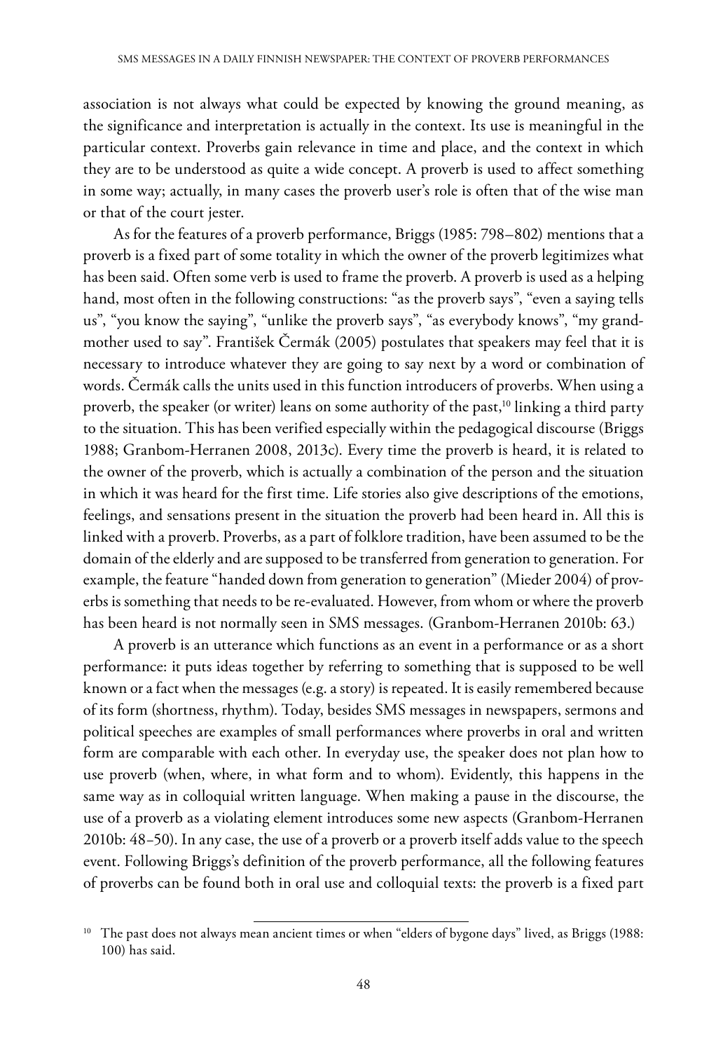association is not always what could be expected by knowing the ground meaning, as the significance and interpretation is actually in the context. Its use is meaningful in the particular context. Proverbs gain relevance in time and place, and the context in which they are to be understood as quite a wide concept. A proverb is used to affect something in some way; actually, in many cases the proverb user's role is often that of the wise man or that of the court jester.

As for the features of a proverb performance, Briggs (1985: 798–802) mentions that a proverb is a fixed part of some totality in which the owner of the proverb legitimizes what has been said. Often some verb is used to frame the proverb. A proverb is used as a helping hand, most often in the following constructions: "as the proverb says", "even a saying tells us", "you know the saying", "unlike the proverb says", "as everybody knows", "my grandmother used to say". František Čermák (2005) postulates that speakers may feel that it is necessary to introduce whatever they are going to say next by a word or combination of words. Čermák calls the units used in this function introducers of proverbs. When using a proverb, the speaker (or writer) leans on some authority of the past,[10] linking a third party to the situation. This has been verified especially within the pedagogical discourse (Briggs 1988; Granbom-Herranen 2008, 2013c). Every time the proverb is heard, it is related to the owner of the proverb, which is actually a combination of the person and the situation in which it was heard for the first time. Life stories also give descriptions of the emotions, feelings, and sensations present in the situation the proverb had been heard in. All this is linked with a proverb. Proverbs, as a part of folklore tradition, have been assumed to be the domain of the elderly and are supposed to be transferred from generation to generation. For example, the feature "handed down from generation to generation" (Mieder 2004) of proverbs is something that needs to be re-evaluated. However, from whom or where the proverb has been heard is not normally seen in SMS messages. (Granbom-Herranen 2010b: 63.)

A proverb is an utterance which functions as an event in a performance or as a short performance: it puts ideas together by referring to something that is supposed to be well known or a fact when the messages (e.g. a story) is repeated. It is easily remembered because of its form (shortness, rhythm). Today, besides SMS messages in newspapers, sermons and political speeches are examples of small performances where proverbs in oral and written form are comparable with each other. In everyday use, the speaker does not plan how to use proverb (when, where, in what form and to whom). Evidently, this happens in the same way as in colloquial written language. When making a pause in the discourse, the use of a proverb as a violating element introduces some new aspects (Granbom-Herranen 2010b: 48–50). In any case, the use of a proverb or a proverb itself adds value to the speech event. Following Briggs's definition of the proverb performance, all the following features of proverbs can be found both in oral use and colloquial texts: the proverb is a fixed part

[10] The past does not always mean ancient times or when "elders of bygone days" lived, as Briggs (1988: 100) has said.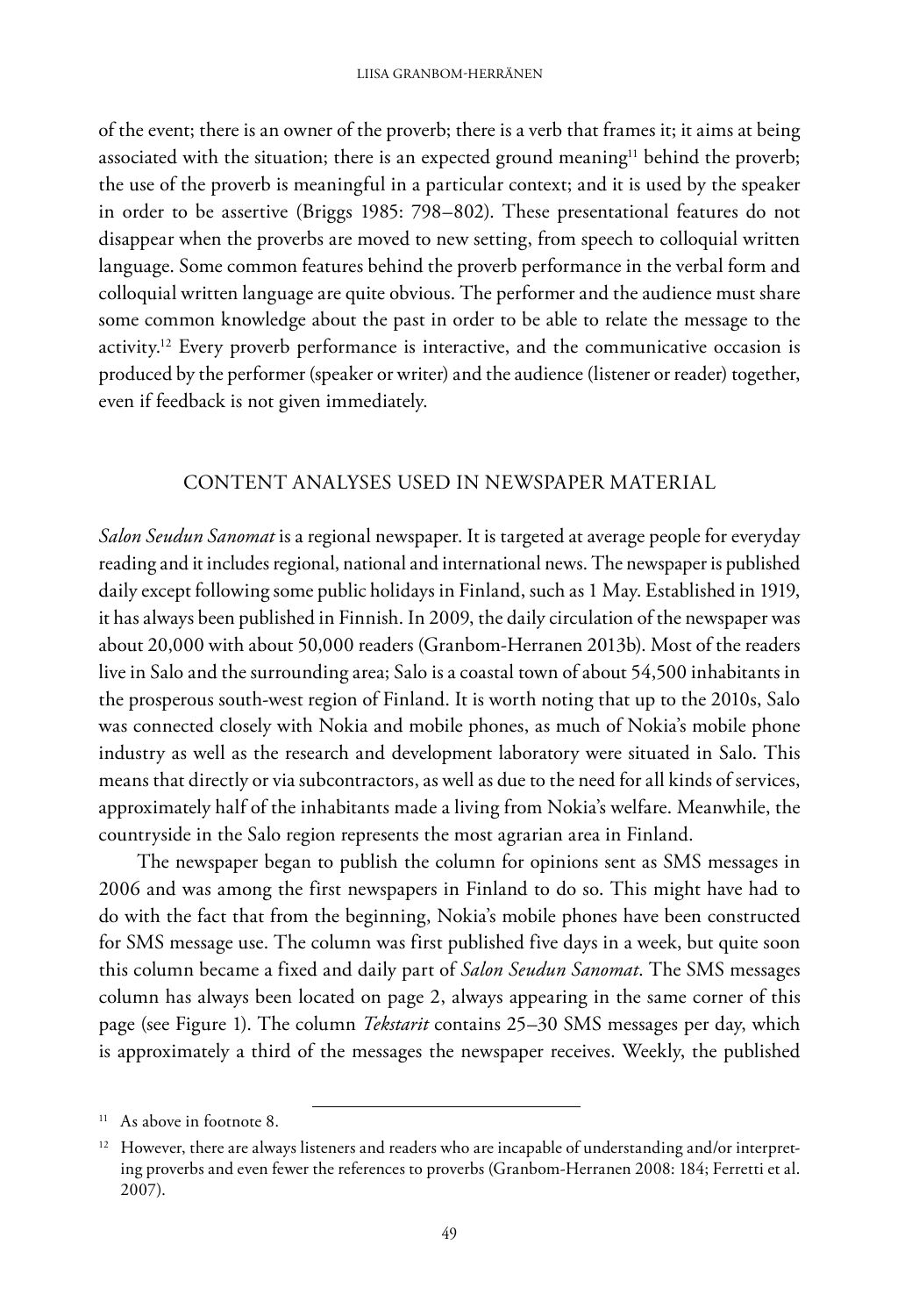of the event; there is an owner of the proverb; there is a verb that frames it; it aims at being associated with the situation; there is an expected ground meaning[11] behind the proverb; the use of the proverb is meaningful in a particular context; and it is used by the speaker in order to be assertive (Briggs 1985: 798–802). These presentational features do not disappear when the proverbs are moved to new setting, from speech to colloquial written language. Some common features behind the proverb performance in the verbal form and colloquial written language are quite obvious. The performer and the audience must share some common knowledge about the past in order to be able to relate the message to the activity.[12] Every proverb performance is interactive, and the communicative occasion is produced by the performer (speaker or writer) and the audience (listener or reader) together, even if feedback is not given immediately.

## CONTENT ANALYSES USED IN NEWSPAPER MATERIAL

*Salon Seudun Sanomat* is a regional newspaper. It is targeted at average people for everyday reading and it includes regional, national and international news. The newspaper is published daily except following some public holidays in Finland, such as 1 May. Established in 1919, it has always been published in Finnish. In 2009, the daily circulation of the newspaper was about 20,000 with about 50,000 readers (Granbom-Herranen 2013b). Most of the readers live in Salo and the surrounding area; Salo is a coastal town of about 54,500 inhabitants in the prosperous south-west region of Finland. It is worth noting that up to the 2010s, Salo was connected closely with Nokia and mobile phones, as much of Nokia's mobile phone industry as well as the research and development laboratory were situated in Salo. This means that directly or via subcontractors, as well as due to the need for all kinds of services, approximately half of the inhabitants made a living from Nokia's welfare. Meanwhile, the countryside in the Salo region represents the most agrarian area in Finland.

The newspaper began to publish the column for opinions sent as SMS messages in 2006 and was among the first newspapers in Finland to do so. This might have had to do with the fact that from the beginning, Nokia's mobile phones have been constructed for SMS message use. The column was first published five days in a week, but quite soon this column became a fixed and daily part of *Salon Seudun Sanomat*. The SMS messages column has always been located on page 2, always appearing in the same corner of this page (see Figure 1). The column *Tekstarit* contains 25–30 SMS messages per day, which is approximately a third of the messages the newspaper receives. Weekly, the published

---

[11] As above in footnote 8.

[12] However, there are always listeners and readers who are incapable of understanding and/or interpreting proverbs and even fewer the references to proverbs (Granbom-Herranen 2008: 184; Ferretti et al. 2007).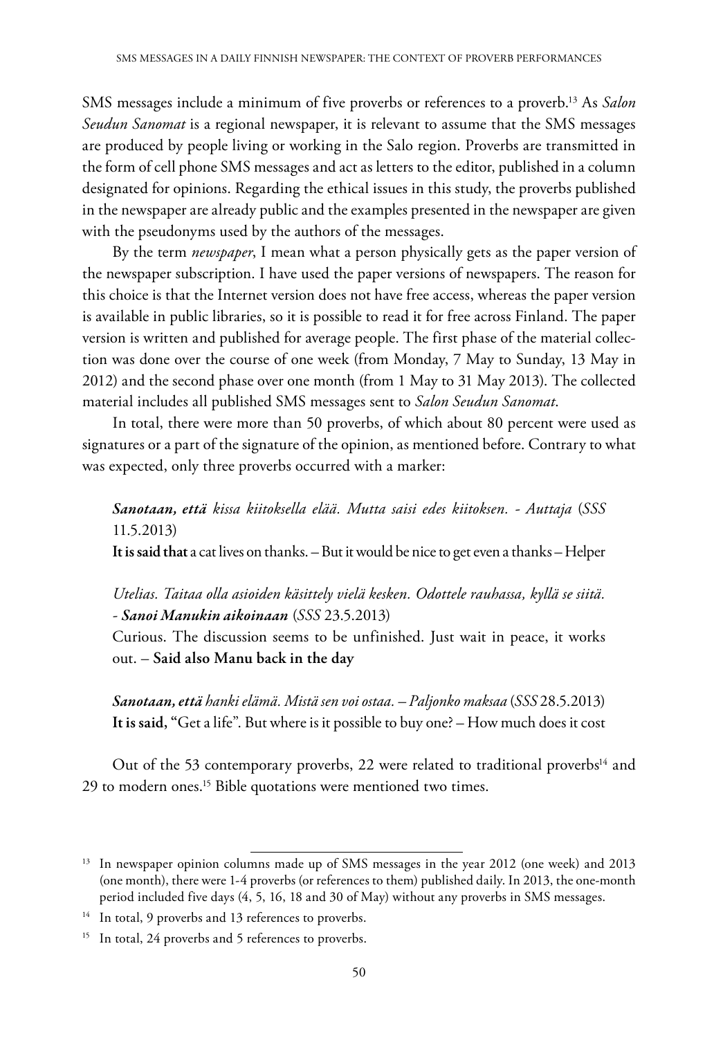SMS messages include a minimum of five proverbs or references to a proverb.[13] As *Salon Seudun Sanomat* is a regional newspaper, it is relevant to assume that the SMS messages are produced by people living or working in the Salo region. Proverbs are transmitted in the form of cell phone SMS messages and act as letters to the editor, published in a column designated for opinions. Regarding the ethical issues in this study, the proverbs published in the newspaper are already public and the examples presented in the newspaper are given with the pseudonyms used by the authors of the messages.

By the term *newspaper*, I mean what a person physically gets as the paper version of the newspaper subscription. I have used the paper versions of newspapers. The reason for this choice is that the Internet version does not have free access, whereas the paper version is available in public libraries, so it is possible to read it for free across Finland. The paper version is written and published for average people. The first phase of the material collection was done over the course of one week (from Monday, 7 May to Sunday, 13 May in 2012) and the second phase over one month (from 1 May to 31 May 2013). The collected material includes all published SMS messages sent to *Salon Seudun Sanomat*.

In total, there were more than 50 proverbs, of which about 80 percent were used as signatures or a part of the signature of the opinion, as mentioned before. Contrary to what was expected, only three proverbs occurred with a marker:

> ***Sanotaan, että** kissa kiitoksella elää. Mutta saisi edes kiitoksen. - Auttaja* (*SSS* 11.5.2013)
> **It is said that** a cat lives on thanks. – But it would be nice to get even a thanks – Helper
>
> *Utelias. Taitaa olla asioiden käsittely vielä kesken. Odottele rauhassa, kyllä se siitä. -* ***Sanoi Manukin aikoinaan*** (*SSS* 23.5.2013)
> Curious. The discussion seems to be unfinished. Just wait in peace, it works out. – **Said also Manu back in the day**
>
> ***Sanotaan, että** hanki elämä. Mistä sen voi ostaa. – Paljonko maksaa* (*SSS* 28.5.2013)
> **It is said,** "Get a life". But where is it possible to buy one? – How much does it cost

Out of the 53 contemporary proverbs, 22 were related to traditional proverbs[14] and 29 to modern ones.[15] Bible quotations were mentioned two times.

---

[13] In newspaper opinion columns made up of SMS messages in the year 2012 (one week) and 2013 (one month), there were 1-4 proverbs (or references to them) published daily. In 2013, the one-month period included five days (4, 5, 16, 18 and 30 of May) without any proverbs in SMS messages.

[14] In total, 9 proverbs and 13 references to proverbs.

[15] In total, 24 proverbs and 5 references to proverbs.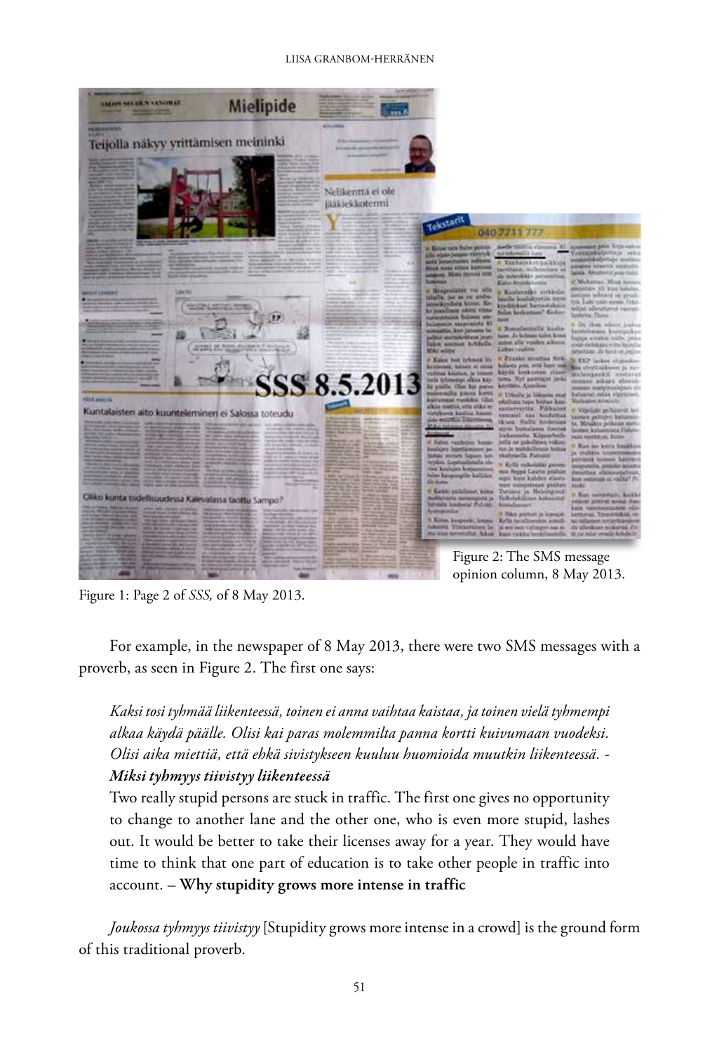Figure 2: The SMS message opinion column, 8 May 2013.

Figure 1: Page 2 of *SSS,* of 8 May 2013.

For example, in the newspaper of 8 May 2013, there were two SMS messages with a proverb, as seen in Figure 2. The first one says:

> *Kaksi tosi tyhmää liikenteessä, toinen ei anna vaihtaa kaistaa, ja toinen vielä tyhmempi alkaa käydä päälle. Olisi kai paras molemmilta panna kortti kuivumaan vuodeksi. Olisi aika miettiä, että ehkä sivistykseen kuuluu huomioida muutkin liikenteessä. -* ***Miksi tyhmyys tiivistyy liikenteessä***
>
> Two really stupid persons are stuck in traffic. The first one gives no opportunity to change to another lane and the other one, who is even more stupid, lashes out. It would be better to take their licenses away for a year. They would have time to think that one part of education is to take other people in traffic into account. – **Why stupidity grows more intense in traffic**

*Joukossa tyhmyys tiivistyy* [Stupidity grows more intense in a crowd] is the ground form of this traditional proverb.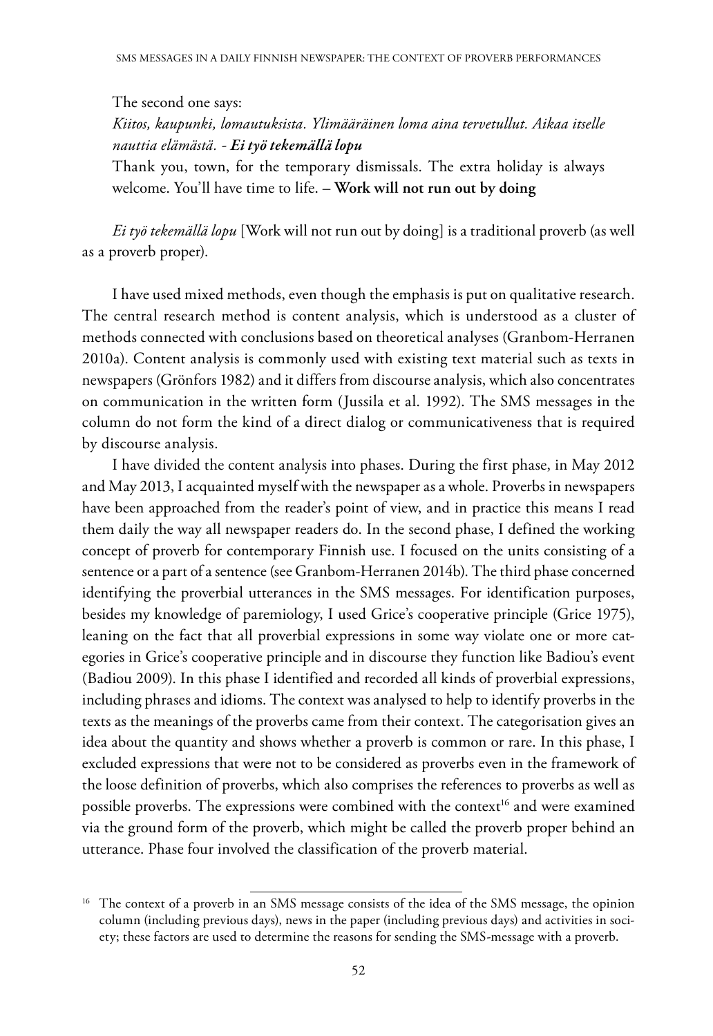The second one says:

*Kiitos, kaupunki, lomautuksista. Ylimääräinen loma aina tervetullut. Aikaa itselle nauttia elämästä. - **Ei työ tekemällä lopu***

Thank you, town, for the temporary dismissals. The extra holiday is always welcome. You'll have time to life. – **Work will not run out by doing**

*Ei työ tekemällä lopu* [Work will not run out by doing] is a traditional proverb (as well as a proverb proper).

I have used mixed methods, even though the emphasis is put on qualitative research. The central research method is content analysis, which is understood as a cluster of methods connected with conclusions based on theoretical analyses (Granbom-Herranen 2010a). Content analysis is commonly used with existing text material such as texts in newspapers (Grönfors 1982) and it differs from discourse analysis, which also concentrates on communication in the written form (Jussila et al. 1992). The SMS messages in the column do not form the kind of a direct dialog or communicativeness that is required by discourse analysis.

I have divided the content analysis into phases. During the first phase, in May 2012 and May 2013, I acquainted myself with the newspaper as a whole. Proverbs in newspapers have been approached from the reader's point of view, and in practice this means I read them daily the way all newspaper readers do. In the second phase, I defined the working concept of proverb for contemporary Finnish use. I focused on the units consisting of a sentence or a part of a sentence (see Granbom-Herranen 2014b). The third phase concerned identifying the proverbial utterances in the SMS messages. For identification purposes, besides my knowledge of paremiology, I used Grice's cooperative principle (Grice 1975), leaning on the fact that all proverbial expressions in some way violate one or more categories in Grice's cooperative principle and in discourse they function like Badiou's event (Badiou 2009). In this phase I identified and recorded all kinds of proverbial expressions, including phrases and idioms. The context was analysed to help to identify proverbs in the texts as the meanings of the proverbs came from their context. The categorisation gives an idea about the quantity and shows whether a proverb is common or rare. In this phase, I excluded expressions that were not to be considered as proverbs even in the framework of the loose definition of proverbs, which also comprises the references to proverbs as well as possible proverbs. The expressions were combined with the context[16] and were examined via the ground form of the proverb, which might be called the proverb proper behind an utterance. Phase four involved the classification of the proverb material.

[16] The context of a proverb in an SMS message consists of the idea of the SMS message, the opinion column (including previous days), news in the paper (including previous days) and activities in society; these factors are used to determine the reasons for sending the SMS-message with a proverb.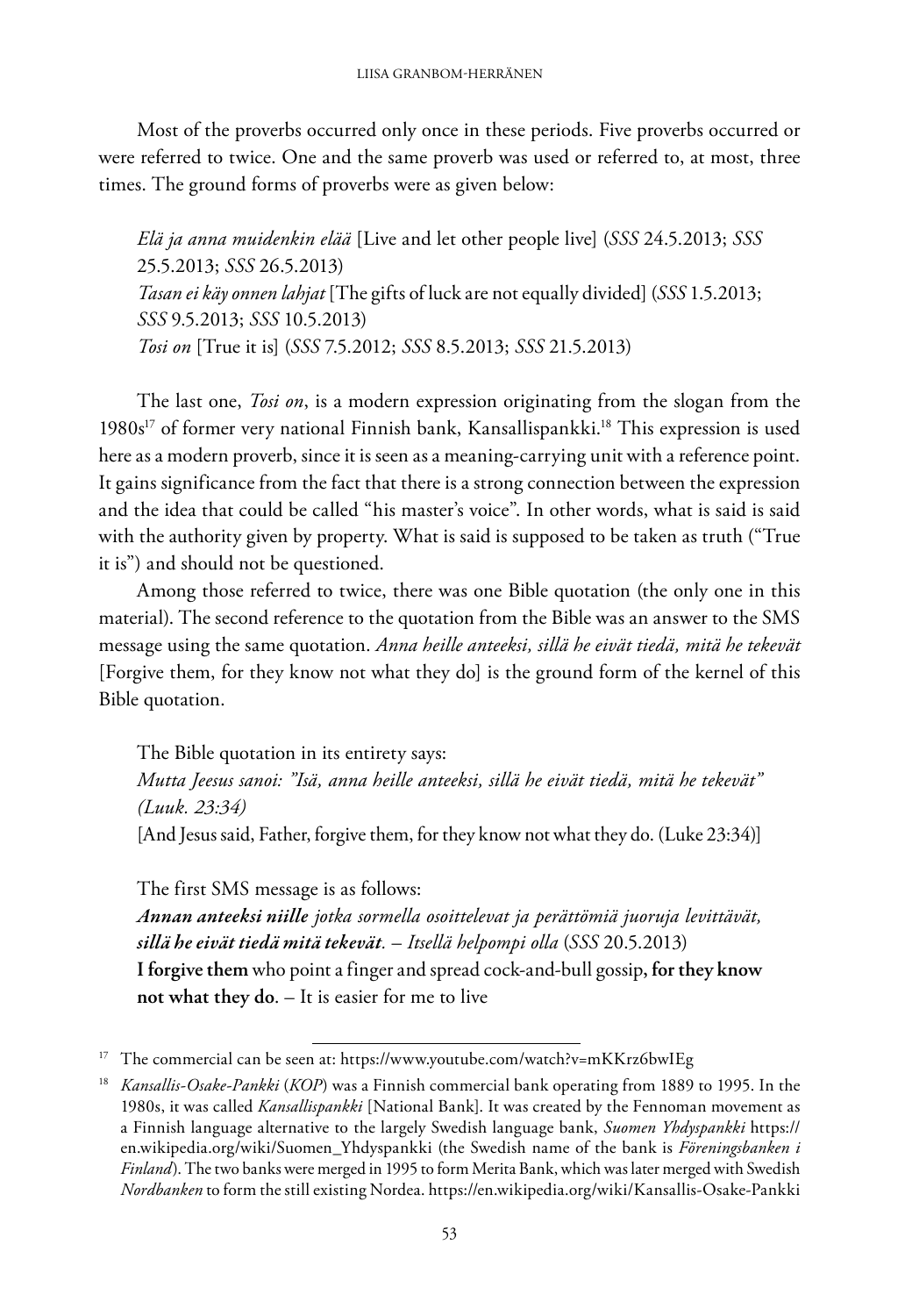Most of the proverbs occurred only once in these periods. Five proverbs occurred or were referred to twice. One and the same proverb was used or referred to, at most, three times. The ground forms of proverbs were as given below:

> *Elä ja anna muidenkin elää* [Live and let other people live] (*SSS* 24.5.2013; *SSS* 25.5.2013; *SSS* 26.5.2013)
> *Tasan ei käy onnen lahjat* [The gifts of luck are not equally divided] (*SSS* 1.5.2013; *SSS* 9.5.2013; *SSS* 10.5.2013)
> *Tosi on* [True it is] (*SSS* 7.5.2012; *SSS* 8.5.2013; *SSS* 21.5.2013)

The last one, *Tosi on*, is a modern expression originating from the slogan from the 1980s[17] of former very national Finnish bank, Kansallispankki.[18] This expression is used here as a modern proverb, since it is seen as a meaning-carrying unit with a reference point. It gains significance from the fact that there is a strong connection between the expression and the idea that could be called "his master's voice". In other words, what is said is said with the authority given by property. What is said is supposed to be taken as truth ("True it is") and should not be questioned.

Among those referred to twice, there was one Bible quotation (the only one in this material). The second reference to the quotation from the Bible was an answer to the SMS message using the same quotation. *Anna heille anteeksi, sillä he eivät tiedä, mitä he tekevät* [Forgive them, for they know not what they do] is the ground form of the kernel of this Bible quotation.

> The Bible quotation in its entirety says:
> *Mutta Jeesus sanoi: "Isä, anna heille anteeksi, sillä he eivät tiedä, mitä he tekevät" (Luuk. 23:34)*
> [And Jesus said, Father, forgive them, for they know not what they do. (Luke 23:34)]

> The first SMS message is as follows:
> ***Annan anteeksi niille** jotka sormella osoittelevat ja perättömiä juoruja levittävät, **sillä he eivät tiedä mitä tekevät**. – Itsellä helpompi olla* (*SSS* 20.5.2013)
> **I forgive them** who point a finger and spread cock-and-bull gossip**, for they know not what they do**. – It is easier for me to live

---

[17] The commercial can be seen at: https://www.youtube.com/watch?v=mKKrz6bwIEg

[18] *Kansallis-Osake-Pankki* (*KOP*) was a Finnish commercial bank operating from 1889 to 1995. In the 1980s, it was called *Kansallispankki* [National Bank]. It was created by the Fennoman movement as a Finnish language alternative to the largely Swedish language bank, *Suomen Yhdyspankki* https://en.wikipedia.org/wiki/Suomen_Yhdyspankki (the Swedish name of the bank is *Föreningsbanken i Finland*). The two banks were merged in 1995 to form Merita Bank, which was later merged with Swedish *Nordbanken* to form the still existing Nordea. https://en.wikipedia.org/wiki/Kansallis-Osake-Pankki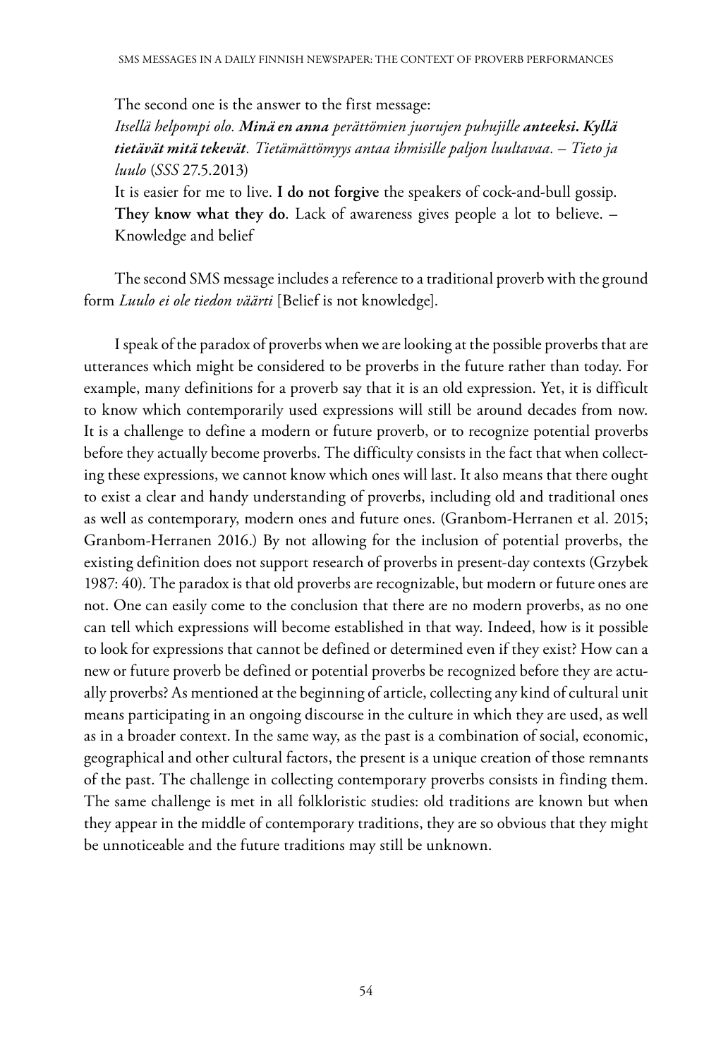The second one is the answer to the first message:

*Itsellä helpompi olo.* ***Minä en anna*** *perättömien juorujen puhujille* ***anteeksi. Kyllä tietävät mitä tekevät****. Tietämättömyys antaa ihmisille paljon luultavaa. – Tieto ja luulo* (*SSS* 27.5.2013)

It is easier for me to live. **I do not forgive** the speakers of cock-and-bull gossip. **They know what they do**. Lack of awareness gives people a lot to believe. – Knowledge and belief

The second SMS message includes a reference to a traditional proverb with the ground form *Luulo ei ole tiedon väärti* [Belief is not knowledge].

I speak of the paradox of proverbs when we are looking at the possible proverbs that are utterances which might be considered to be proverbs in the future rather than today. For example, many definitions for a proverb say that it is an old expression. Yet, it is difficult to know which contemporarily used expressions will still be around decades from now. It is a challenge to define a modern or future proverb, or to recognize potential proverbs before they actually become proverbs. The difficulty consists in the fact that when collecting these expressions, we cannot know which ones will last. It also means that there ought to exist a clear and handy understanding of proverbs, including old and traditional ones as well as contemporary, modern ones and future ones. (Granbom-Herranen et al. 2015; Granbom-Herranen 2016.) By not allowing for the inclusion of potential proverbs, the existing definition does not support research of proverbs in present-day contexts (Grzybek 1987: 40). The paradox is that old proverbs are recognizable, but modern or future ones are not. One can easily come to the conclusion that there are no modern proverbs, as no one can tell which expressions will become established in that way. Indeed, how is it possible to look for expressions that cannot be defined or determined even if they exist? How can a new or future proverb be defined or potential proverbs be recognized before they are actually proverbs? As mentioned at the beginning of article, collecting any kind of cultural unit means participating in an ongoing discourse in the culture in which they are used, as well as in a broader context. In the same way, as the past is a combination of social, economic, geographical and other cultural factors, the present is a unique creation of those remnants of the past. The challenge in collecting contemporary proverbs consists in finding them. The same challenge is met in all folkloristic studies: old traditions are known but when they appear in the middle of contemporary traditions, they are so obvious that they might be unnoticeable and the future traditions may still be unknown.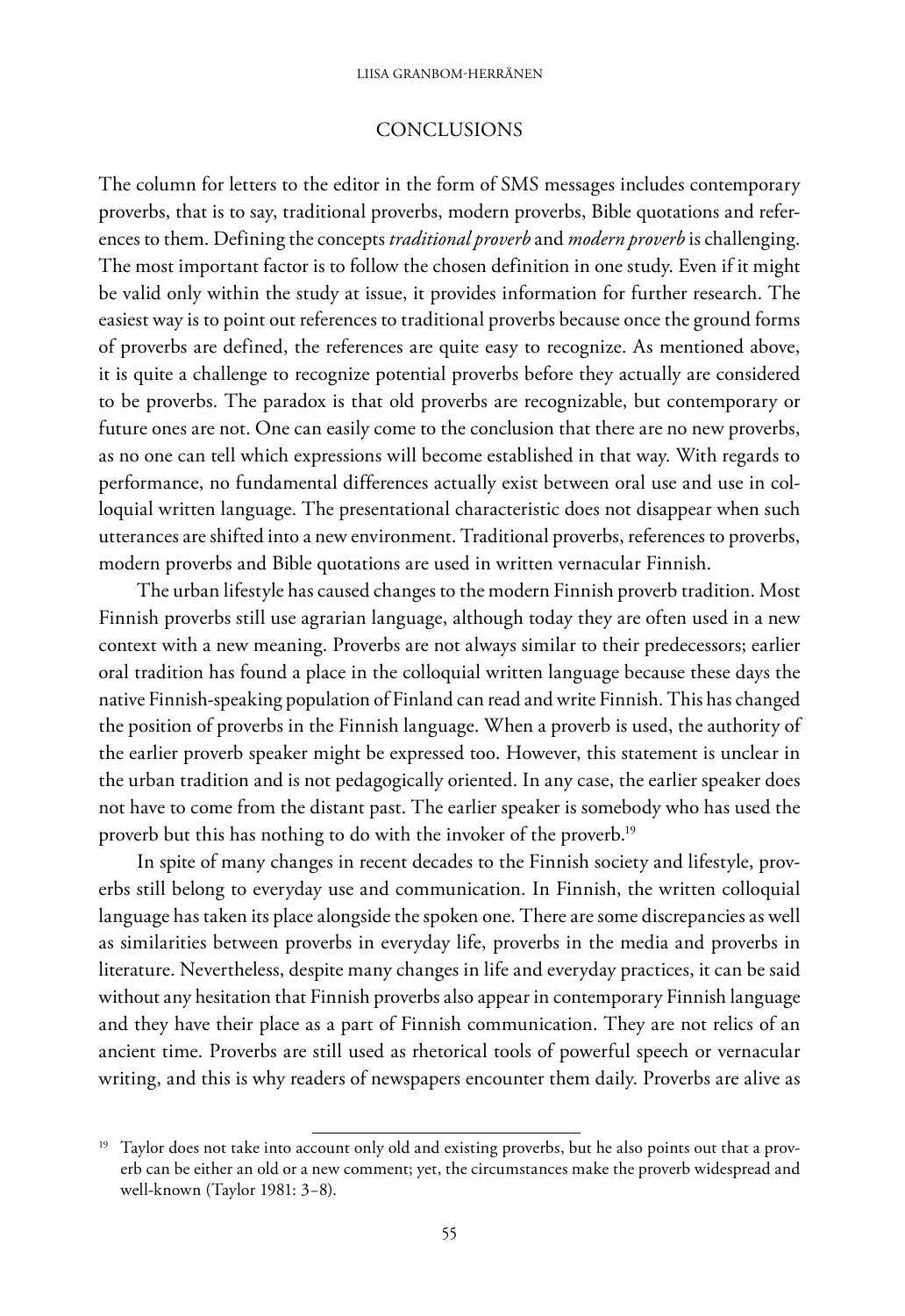## CONCLUSIONS

The column for letters to the editor in the form of SMS messages includes contemporary proverbs, that is to say, traditional proverbs, modern proverbs, Bible quotations and references to them. Defining the concepts *traditional proverb* and *modern proverb* is challenging. The most important factor is to follow the chosen definition in one study. Even if it might be valid only within the study at issue, it provides information for further research. The easiest way is to point out references to traditional proverbs because once the ground forms of proverbs are defined, the references are quite easy to recognize. As mentioned above, it is quite a challenge to recognize potential proverbs before they actually are considered to be proverbs. The paradox is that old proverbs are recognizable, but contemporary or future ones are not. One can easily come to the conclusion that there are no new proverbs, as no one can tell which expressions will become established in that way. With regards to performance, no fundamental differences actually exist between oral use and use in colloquial written language. The presentational characteristic does not disappear when such utterances are shifted into a new environment. Traditional proverbs, references to proverbs, modern proverbs and Bible quotations are used in written vernacular Finnish.

The urban lifestyle has caused changes to the modern Finnish proverb tradition. Most Finnish proverbs still use agrarian language, although today they are often used in a new context with a new meaning. Proverbs are not always similar to their predecessors; earlier oral tradition has found a place in the colloquial written language because these days the native Finnish-speaking population of Finland can read and write Finnish. This has changed the position of proverbs in the Finnish language. When a proverb is used, the authority of the earlier proverb speaker might be expressed too. However, this statement is unclear in the urban tradition and is not pedagogically oriented. In any case, the earlier speaker does not have to come from the distant past. The earlier speaker is somebody who has used the proverb but this has nothing to do with the invoker of the proverb.[19]

In spite of many changes in recent decades to the Finnish society and lifestyle, proverbs still belong to everyday use and communication. In Finnish, the written colloquial language has taken its place alongside the spoken one. There are some discrepancies as well as similarities between proverbs in everyday life, proverbs in the media and proverbs in literature. Nevertheless, despite many changes in life and everyday practices, it can be said without any hesitation that Finnish proverbs also appear in contemporary Finnish language and they have their place as a part of Finnish communication. They are not relics of an ancient time. Proverbs are still used as rhetorical tools of powerful speech or vernacular writing, and this is why readers of newspapers encounter them daily. Proverbs are alive as

[19] Taylor does not take into account only old and existing proverbs, but he also points out that a proverb can be either an old or a new comment; yet, the circumstances make the proverb widespread and well-known (Taylor 1981: 3–8).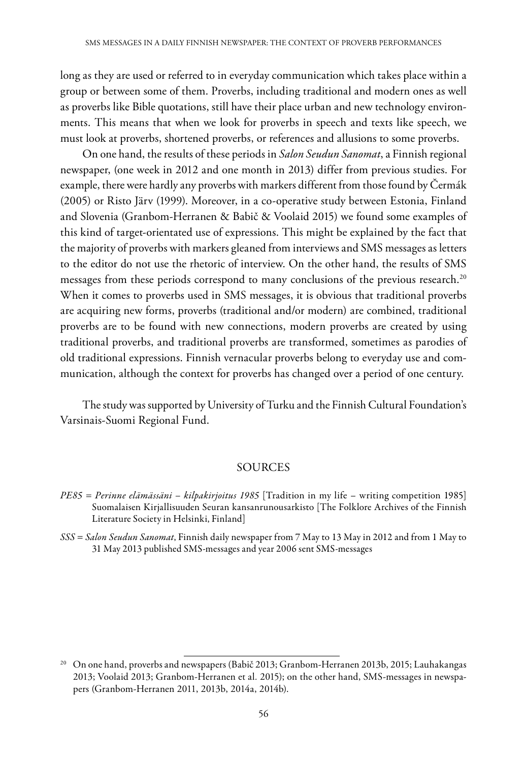long as they are used or referred to in everyday communication which takes place within a group or between some of them. Proverbs, including traditional and modern ones as well as proverbs like Bible quotations, still have their place urban and new technology environments. This means that when we look for proverbs in speech and texts like speech, we must look at proverbs, shortened proverbs, or references and allusions to some proverbs.

On one hand, the results of these periods in *Salon Seudun Sanomat*, a Finnish regional newspaper, (one week in 2012 and one month in 2013) differ from previous studies. For example, there were hardly any proverbs with markers different from those found by Čermák (2005) or Risto Järv (1999). Moreover, in a co-operative study between Estonia, Finland and Slovenia (Granbom-Herranen & Babič & Voolaid 2015) we found some examples of this kind of target-orientated use of expressions. This might be explained by the fact that the majority of proverbs with markers gleaned from interviews and SMS messages as letters to the editor do not use the rhetoric of interview. On the other hand, the results of SMS messages from these periods correspond to many conclusions of the previous research.[20] When it comes to proverbs used in SMS messages, it is obvious that traditional proverbs are acquiring new forms, proverbs (traditional and/or modern) are combined, traditional proverbs are to be found with new connections, modern proverbs are created by using traditional proverbs, and traditional proverbs are transformed, sometimes as parodies of old traditional expressions. Finnish vernacular proverbs belong to everyday use and communication, although the context for proverbs has changed over a period of one century.

The study was supported by University of Turku and the Finnish Cultural Foundation's Varsinais-Suomi Regional Fund.

## SOURCES

*PE85* = *Perinne elämässäni – kilpakirjoitus 1985* [Tradition in my life – writing competition 1985] Suomalaisen Kirjallisuuden Seuran kansanrunousarkisto [The Folklore Archives of the Finnish Literature Society in Helsinki, Finland]

*SSS* = *Salon Seudun Sanomat*, Finnish daily newspaper from 7 May to 13 May in 2012 and from 1 May to 31 May 2013 published SMS-messages and year 2006 sent SMS-messages

---

[20] On one hand, proverbs and newspapers (Babič 2013; Granbom-Herranen 2013b, 2015; Lauhakangas 2013; Voolaid 2013; Granbom-Herranen et al. 2015); on the other hand, SMS-messages in newspapers (Granbom-Herranen 2011, 2013b, 2014a, 2014b).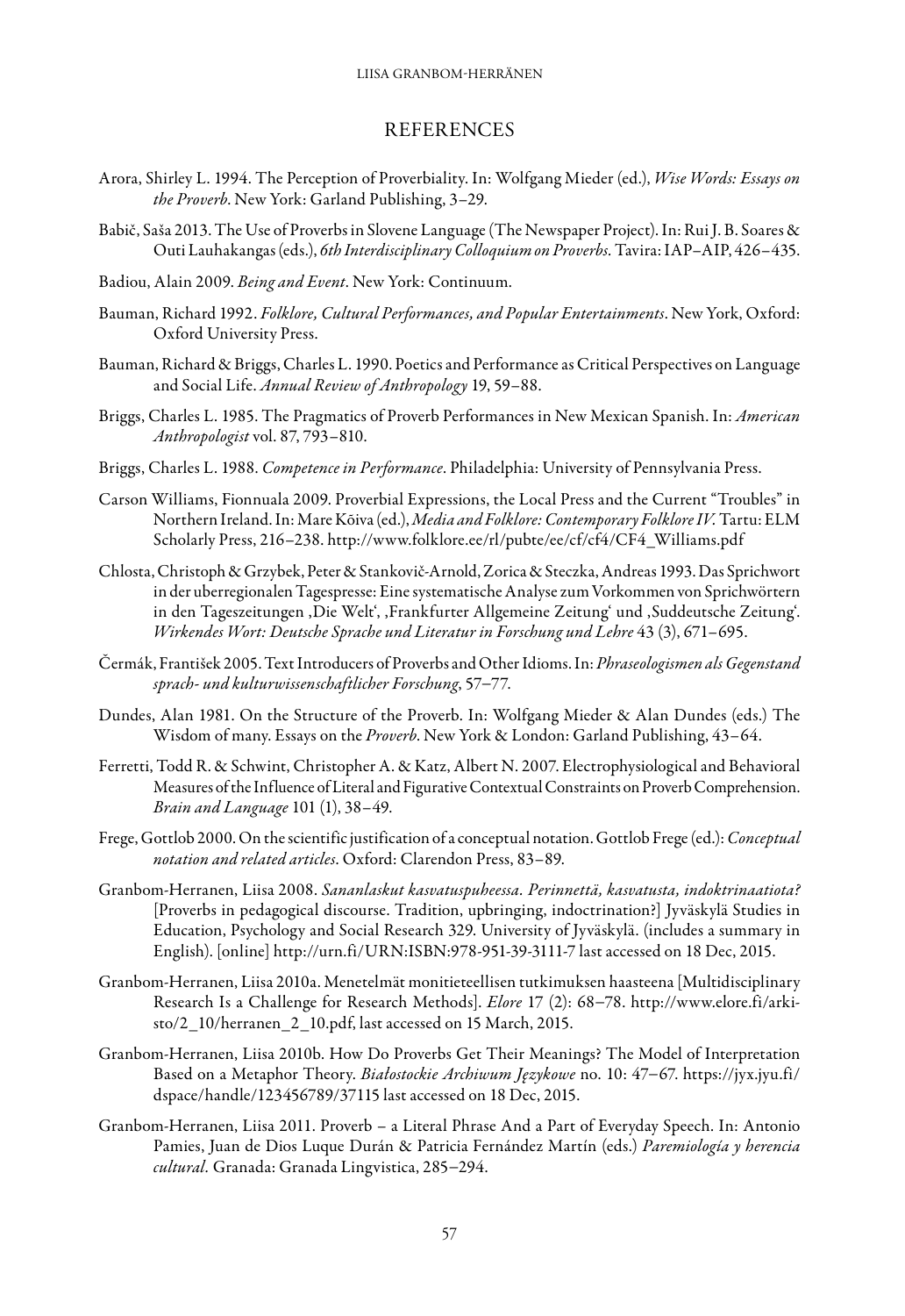## REFERENCES

Arora, Shirley L. 1994. The Perception of Proverbiality. In: Wolfgang Mieder (ed.), *Wise Words: Essays on the Proverb*. New York: Garland Publishing, 3–29.

Babič, Saša 2013. The Use of Proverbs in Slovene Language (The Newspaper Project). In: Rui J. B. Soares & Outi Lauhakangas (eds.), *6th Interdisciplinary Colloquium on Proverbs*. Tavira: IAP–AIP, 426–435.

Badiou, Alain 2009. *Being and Event*. New York: Continuum.

Bauman, Richard 1992. *Folklore, Cultural Performances, and Popular Entertainments*. New York, Oxford: Oxford University Press.

Bauman, Richard & Briggs, Charles L. 1990. Poetics and Performance as Critical Perspectives on Language and Social Life. *Annual Review of Anthropology* 19, 59–88.

Briggs, Charles L. 1985. The Pragmatics of Proverb Performances in New Mexican Spanish. In: *American Anthropologist* vol. 87, 793–810.

Briggs, Charles L. 1988. *Competence in Performance*. Philadelphia: University of Pennsylvania Press.

Carson Williams, Fionnuala 2009. Proverbial Expressions, the Local Press and the Current "Troubles" in Northern Ireland. In: Mare Kõiva (ed.), *Media and Folklore: Contemporary Folklore IV*. Tartu: ELM Scholarly Press, 216–238. http://www.folklore.ee/rl/pubte/ee/cf/cf4/CF4_Williams.pdf

Chlosta, Christoph & Grzybek, Peter & Stankovič-Arnold, Zorica & Steczka, Andreas 1993. Das Sprichwort in der uberregionalen Tagespresse: Eine systematische Analyse zum Vorkommen von Sprichwörtern in den Tageszeitungen ,Die Welt', ,Frankfurter Allgemeine Zeitung' und ,Suddeutsche Zeitung'. *Wirkendes Wort: Deutsche Sprache und Literatur in Forschung und Lehre* 43 (3), 671–695.

Čermák, František 2005. Text Introducers of Proverbs and Other Idioms. In: *Phraseologismen als Gegenstand sprach- und kulturwissenschaftlicher Forschung*, 57–77.

Dundes, Alan 1981. On the Structure of the Proverb. In: Wolfgang Mieder & Alan Dundes (eds.) The Wisdom of many. Essays on the *Proverb*. New York & London: Garland Publishing, 43–64.

Ferretti, Todd R. & Schwint, Christopher A. & Katz, Albert N. 2007. Electrophysiological and Behavioral Measures of the Influence of Literal and Figurative Contextual Constraints on Proverb Comprehension. *Brain and Language* 101 (1), 38–49.

Frege, Gottlob 2000. On the scientific justification of a conceptual notation. Gottlob Frege (ed.): *Conceptual notation and related articles*. Oxford: Clarendon Press, 83–89.

Granbom-Herranen, Liisa 2008. *Sananlaskut kasvatuspuheessa. Perinnettä, kasvatusta, indoktrinaatiota?* [Proverbs in pedagogical discourse. Tradition, upbringing, indoctrination?] Jyväskylä Studies in Education, Psychology and Social Research 329. University of Jyväskylä. (includes a summary in English). [online] http://urn.fi/URN:ISBN:978-951-39-3111-7 last accessed on 18 Dec, 2015.

Granbom-Herranen, Liisa 2010a. Menetelmät monitieteellisen tutkimuksen haasteena [Multidisciplinary Research Is a Challenge for Research Methods]. *Elore* 17 (2): 68–78. http://www.elore.fi/arkisto/2_10/herranen_2_10.pdf, last accessed on 15 March, 2015.

Granbom-Herranen, Liisa 2010b. How Do Proverbs Get Their Meanings? The Model of Interpretation Based on a Metaphor Theory. *Białostockie Archiwum Językowe* no. 10: 47–67. https://jyx.jyu.fi/dspace/handle/123456789/37115 last accessed on 18 Dec, 2015.

Granbom-Herranen, Liisa 2011. Proverb – a Literal Phrase And a Part of Everyday Speech. In: Antonio Pamies, Juan de Dios Luque Durán & Patricia Fernández Martín (eds.) *Paremiología y herencia cultural*. Granada: Granada Lingvistica, 285–294.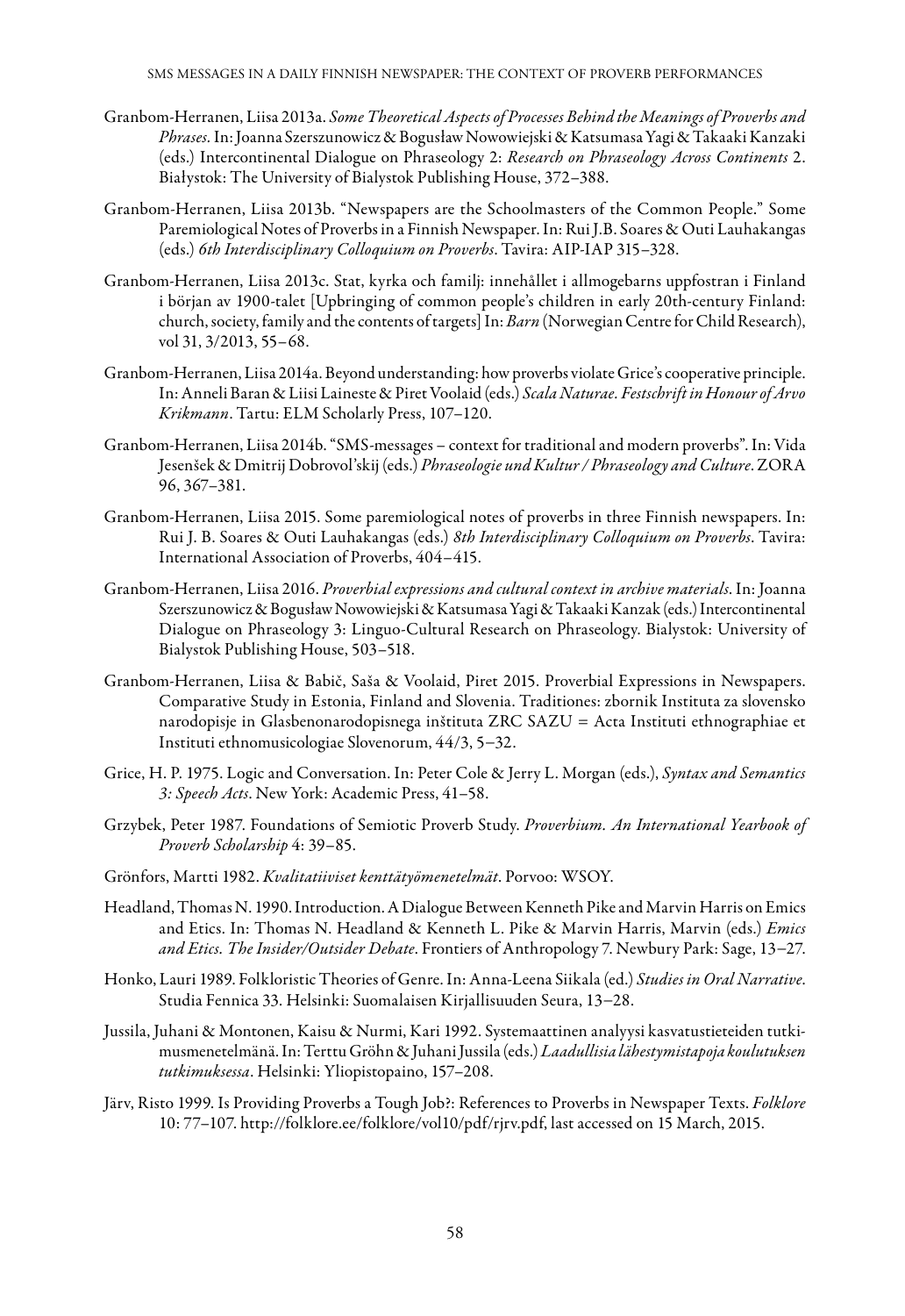Granbom-Herranen, Liisa 2013a. *Some Theoretical Aspects of Processes Behind the Meanings of Proverbs and Phrases*. In: Joanna Szerszunowicz & Bogusław Nowowiejski & Katsumasa Yagi & Takaaki Kanzaki (eds.) Intercontinental Dialogue on Phraseology 2: *Research on Phraseology Across Continents* 2. Białystok: The University of Bialystok Publishing House, 372–388.

Granbom-Herranen, Liisa 2013b. "Newspapers are the Schoolmasters of the Common People." Some Paremiological Notes of Proverbs in a Finnish Newspaper. In: Rui J.B. Soares & Outi Lauhakangas (eds.) *6th Interdisciplinary Colloquium on Proverbs*. Tavira: AIP-IAP 315–328.

Granbom-Herranen, Liisa 2013c. Stat, kyrka och familj: innehållet i allmogebarns uppfostran i Finland i början av 1900-talet [Upbringing of common people's children in early 20th-century Finland: church, society, family and the contents of targets] In: *Barn* (Norwegian Centre for Child Research), vol 31, 3/2013, 55–68.

Granbom-Herranen, Liisa 2014a. Beyond understanding: how proverbs violate Grice's cooperative principle. In: Anneli Baran & Liisi Laineste & Piret Voolaid (eds.) *Scala Naturae. Festschrift in Honour of Arvo Krikmann*. Tartu: ELM Scholarly Press, 107–120.

Granbom-Herranen, Liisa 2014b. "SMS-messages – context for traditional and modern proverbs". In: Vida Jesenšek & Dmitrij Dobrovol'skij (eds.) *Phraseologie und Kultur / Phraseology and Culture*. ZORA 96, 367–381.

Granbom-Herranen, Liisa 2015. Some paremiological notes of proverbs in three Finnish newspapers. In: Rui J. B. Soares & Outi Lauhakangas (eds.) *8th Interdisciplinary Colloquium on Proverbs*. Tavira: International Association of Proverbs, 404–415.

Granbom-Herranen, Liisa 2016. *Proverbial expressions and cultural context in archive materials*. In: Joanna Szerszunowicz & Bogusław Nowowiejski & Katsumasa Yagi & Takaaki Kanzak (eds.) Intercontinental Dialogue on Phraseology 3: Linguo-Cultural Research on Phraseology. Bialystok: University of Bialystok Publishing House, 503–518.

Granbom-Herranen, Liisa & Babič, Saša & Voolaid, Piret 2015. Proverbial Expressions in Newspapers. Comparative Study in Estonia, Finland and Slovenia. Traditiones: zbornik Instituta za slovensko narodopisje in Glasbenonarodopisnega inštituta ZRC SAZU = Acta Instituti ethnographiae et Instituti ethnomusicologiae Slovenorum, 44/3, 5–32.

Grice, H. P. 1975. Logic and Conversation. In: Peter Cole & Jerry L. Morgan (eds.), *Syntax and Semantics 3: Speech Acts*. New York: Academic Press, 41–58.

Grzybek, Peter 1987. Foundations of Semiotic Proverb Study. *Proverbium. An International Yearbook of Proverb Scholarship* 4: 39–85.

Grönfors, Martti 1982. *Kvalitatiiviset kenttätyömenetelmät*. Porvoo: WSOY.

Headland, Thomas N. 1990. Introduction. A Dialogue Between Kenneth Pike and Marvin Harris on Emics and Etics. In: Thomas N. Headland & Kenneth L. Pike & Marvin Harris, Marvin (eds.) *Emics and Etics. The Insider/Outsider Debate*. Frontiers of Anthropology 7. Newbury Park: Sage, 13–27.

Honko, Lauri 1989. Folkloristic Theories of Genre. In: Anna-Leena Siikala (ed.) *Studies in Oral Narrative*. Studia Fennica 33. Helsinki: Suomalaisen Kirjallisuuden Seura, 13–28.

Jussila, Juhani & Montonen, Kaisu & Nurmi, Kari 1992. Systemaattinen analyysi kasvatustieteiden tutkimusmenetelmänä. In: Terttu Gröhn & Juhani Jussila (eds.) *Laadullisia lähestymistapoja koulutuksen tutkimuksessa*. Helsinki: Yliopistopaino, 157–208.

Järv, Risto 1999. Is Providing Proverbs a Tough Job?: References to Proverbs in Newspaper Texts. *Folklore* 10: 77–107. http://folklore.ee/folklore/vol10/pdf/rjrv.pdf, last accessed on 15 March, 2015.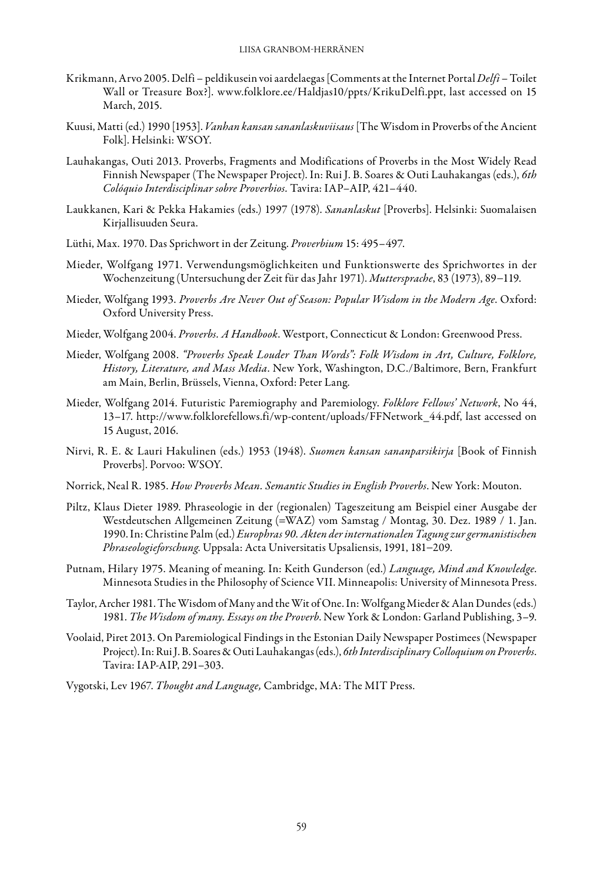Krikmann, Arvo 2005. Delfi – peldikusein voi aardelaegas [Comments at the Internet Portal *Delfi* – Toilet Wall or Treasure Box?]. www.folklore.ee/Haldjas10/ppts/KrikuDelfi.ppt, last accessed on 15 March, 2015.

Kuusi, Matti (ed.) 1990 [1953]. *Vanhan kansan sananlaskuviisaus* [The Wisdom in Proverbs of the Ancient Folk]. Helsinki: WSOY.

Lauhakangas, Outi 2013. Proverbs, Fragments and Modifications of Proverbs in the Most Widely Read Finnish Newspaper (The Newspaper Project). In: Rui J. B. Soares & Outi Lauhakangas (eds.), *6th Colóquio Interdisciplinar sobre Proverbios*. Tavira: IAP–AIP, 421–440.

Laukkanen, Kari & Pekka Hakamies (eds.) 1997 (1978). *Sananlaskut* [Proverbs]. Helsinki: Suomalaisen Kirjallisuuden Seura.

Lüthi, Max. 1970. Das Sprichwort in der Zeitung. *Proverbium* 15: 495–497.

Mieder, Wolfgang 1971. Verwendungsmöglichkeiten und Funktionswerte des Sprichwortes in der Wochenzeitung (Untersuchung der Zeit für das Jahr 1971). *Muttersprache*, 83 (1973), 89–119.

Mieder, Wolfgang 1993. *Proverbs Are Never Out of Season: Popular Wisdom in the Modern Age*. Oxford: Oxford University Press.

Mieder, Wolfgang 2004. *Proverbs. A Handbook*. Westport, Connecticut & London: Greenwood Press.

Mieder, Wolfgang 2008. *"Proverbs Speak Louder Than Words": Folk Wisdom in Art, Culture, Folklore, History, Literature, and Mass Media*. New York, Washington, D.C./Baltimore, Bern, Frankfurt am Main, Berlin, Brüssels, Vienna, Oxford: Peter Lang.

Mieder, Wolfgang 2014. Futuristic Paremiography and Paremiology. *Folklore Fellows' Network*, No 44, 13–17. http://www.folklorefellows.fi/wp-content/uploads/FFNetwork_44.pdf, last accessed on 15 August, 2016.

Nirvi, R. E. & Lauri Hakulinen (eds.) 1953 (1948). *Suomen kansan sananparsikirja* [Book of Finnish Proverbs]. Porvoo: WSOY.

Norrick, Neal R. 1985. *How Proverbs Mean. Semantic Studies in English Proverbs*. New York: Mouton.

Piltz, Klaus Dieter 1989. Phraseologie in der (regionalen) Tageszeitung am Beispiel einer Ausgabe der Westdeutschen Allgemeinen Zeitung (=WAZ) vom Samstag / Montag, 30. Dez. 1989 / 1. Jan. 1990. In: Christine Palm (ed.) *Europhras 90. Akten der internationalen Tagung zur germanistischen Phraseologieforschung*. Uppsala: Acta Universitatis Upsaliensis, 1991, 181–209.

Putnam, Hilary 1975. Meaning of meaning. In: Keith Gunderson (ed.) *Language, Mind and Knowledge*. Minnesota Studies in the Philosophy of Science VII. Minneapolis: University of Minnesota Press.

Taylor, Archer 1981. The Wisdom of Many and the Wit of One. In: Wolfgang Mieder & Alan Dundes (eds.) 1981. *The Wisdom of many. Essays on the Proverb*. New York & London: Garland Publishing, 3–9.

Voolaid, Piret 2013. On Paremiological Findings in the Estonian Daily Newspaper Postimees (Newspaper Project). In: Rui J. B. Soares & Outi Lauhakangas (eds.), *6th Interdisciplinary Colloquium on Proverbs*. Tavira: IAP-AIP, 291–303.

Vygotski, Lev 1967. *Thought and Language,* Cambridge, MA: The MIT Press.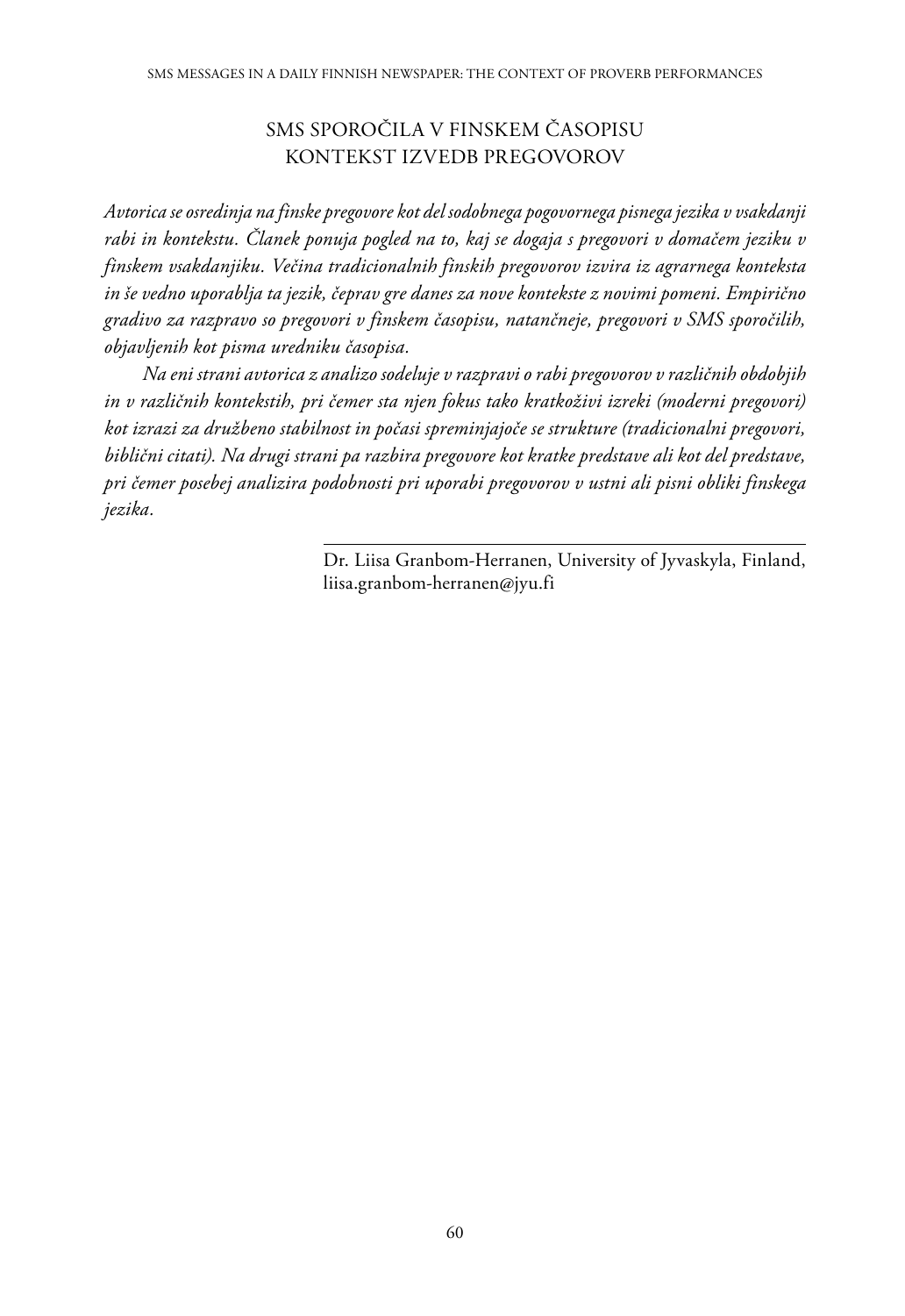## SMS SPOROČILA V FINSKEM ČASOPISU KONTEKST IZVEDB PREGOVOROV

*Avtorica se osredinja na finske pregovore kot del sodobnega pogovornega pisnega jezika v vsakdanji rabi in kontekstu. Članek ponuja pogled na to, kaj se dogaja s pregovori v domačem jeziku v finskem vsakdanjiku. Večina tradicionalnih finskih pregovorov izvira iz agrarnega konteksta in še vedno uporablja ta jezik, čeprav gre danes za nove kontekste z novimi pomeni. Empirično gradivo za razpravo so pregovori v finskem časopisu, natančneje, pregovori v SMS sporočilih, objavljenih kot pisma uredniku časopisa.*

*Na eni strani avtorica z analizo sodeluje v razpravi o rabi pregovorov v različnih obdobjih in v različnih kontekstih, pri čemer sta njen fokus tako kratkoživi izreki (moderni pregovori) kot izrazi za družbeno stabilnost in počasi spreminjajoče se strukture (tradicionalni pregovori, biblični citati). Na drugi strani pa razbira pregovore kot kratke predstave ali kot del predstave, pri čemer posebej analizira podobnosti pri uporabi pregovorov v ustni ali pisni obliki finskega jezika.*

---

Dr. Liisa Granbom-Herranen, University of Jyvaskyla, Finland, liisa.granbom-herranen@jyu.fi